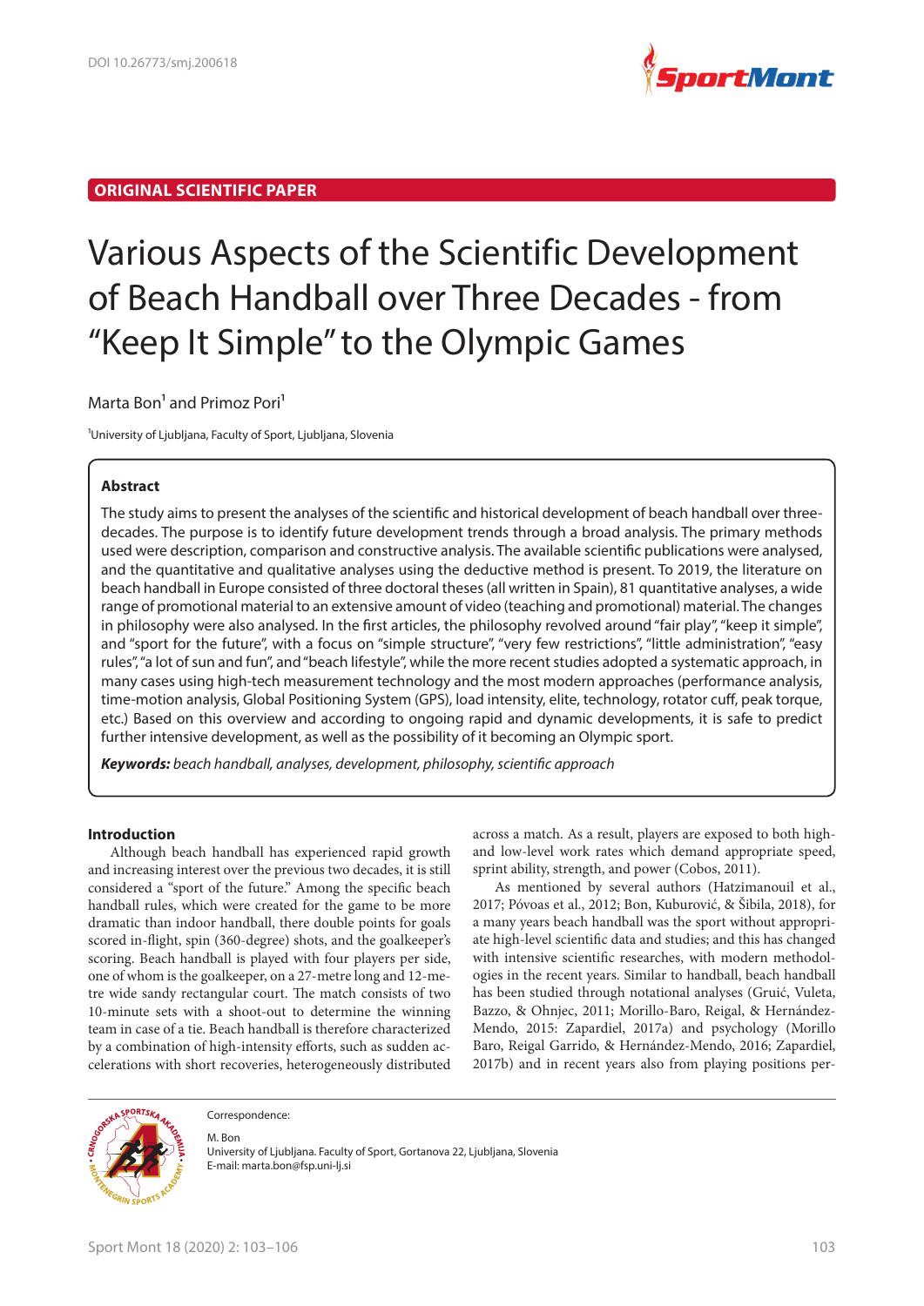ORIGINAL SCIENTIFIC PAPER

# Various Aspects of the Scientific Development of Beach Handball over Three Decades - from "Keep It Simple" to the Olympic Games

Marta Bon[1] and Primoz Pori[1]

[1]University of Ljubljana, Faculty of Sport, Ljubljana, Slovenia

## Abstract

The study aims to present the analyses of the scientific and historical development of beach handball over three-decades. The purpose is to identify future development trends through a broad analysis. The primary methods used were description, comparison and constructive analysis. The available scientific publications were analysed, and the quantitative and qualitative analyses using the deductive method is present. To 2019, the literature on beach handball in Europe consisted of three doctoral theses (all written in Spain), 81 quantitative analyses, a wide range of promotional material to an extensive amount of video (teaching and promotional) material. The changes in philosophy were also analysed. In the first articles, the philosophy revolved around "fair play", "keep it simple", and "sport for the future", with a focus on "simple structure", "very few restrictions", "little administration", "easy rules", "a lot of sun and fun", and "beach lifestyle", while the more recent studies adopted a systematic approach, in many cases using high-tech measurement technology and the most modern approaches (performance analysis, time-motion analysis, Global Positioning System (GPS), load intensity, elite, technology, rotator cuff, peak torque, etc.) Based on this overview and according to ongoing rapid and dynamic developments, it is safe to predict further intensive development, as well as the possibility of it becoming an Olympic sport.

***Keywords:*** *beach handball, analyses, development, philosophy, scientific approach*

## Introduction

Although beach handball has experienced rapid growth and increasing interest over the previous two decades, it is still considered a "sport of the future." Among the specific beach handball rules, which were created for the game to be more dramatic than indoor handball, there double points for goals scored in-flight, spin (360-degree) shots, and the goalkeeper's scoring. Beach handball is played with four players per side, one of whom is the goalkeeper, on a 27-metre long and 12-metre wide sandy rectangular court. The match consists of two 10-minute sets with a shoot-out to determine the winning team in case of a tie. Beach handball is therefore characterized by a combination of high-intensity efforts, such as sudden accelerations with short recoveries, heterogeneously distributed across a match. As a result, players are exposed to both high- and low-level work rates which demand appropriate speed, sprint ability, strength, and power (Cobos, 2011).

As mentioned by several authors (Hatzimanouil et al., 2017; Póvoas et al., 2012; Bon, Kuburović, & Šibila, 2018), for a many years beach handball was the sport without appropriate high-level scientific data and studies; and this has changed with intensive scientific researches, with modern methodologies in the recent years. Similar to handball, beach handball has been studied through notational analyses (Gruić, Vuleta, Bazzo, & Ohnjec, 2011; Morillo-Baro, Reigal, & Hernández-Mendo, 2015: Zapardiel, 2017a) and psychology (Morillo Baro, Reigal Garrido, & Hernández-Mendo, 2016; Zapardiel, 2017b) and in recent years also from playing positions per-

Correspondence:

M. Bon
University of Ljubljana. Faculty of Sport, Gortanova 22, Ljubljana, Slovenia
E-mail: marta.bon@fsp.uni-lj.si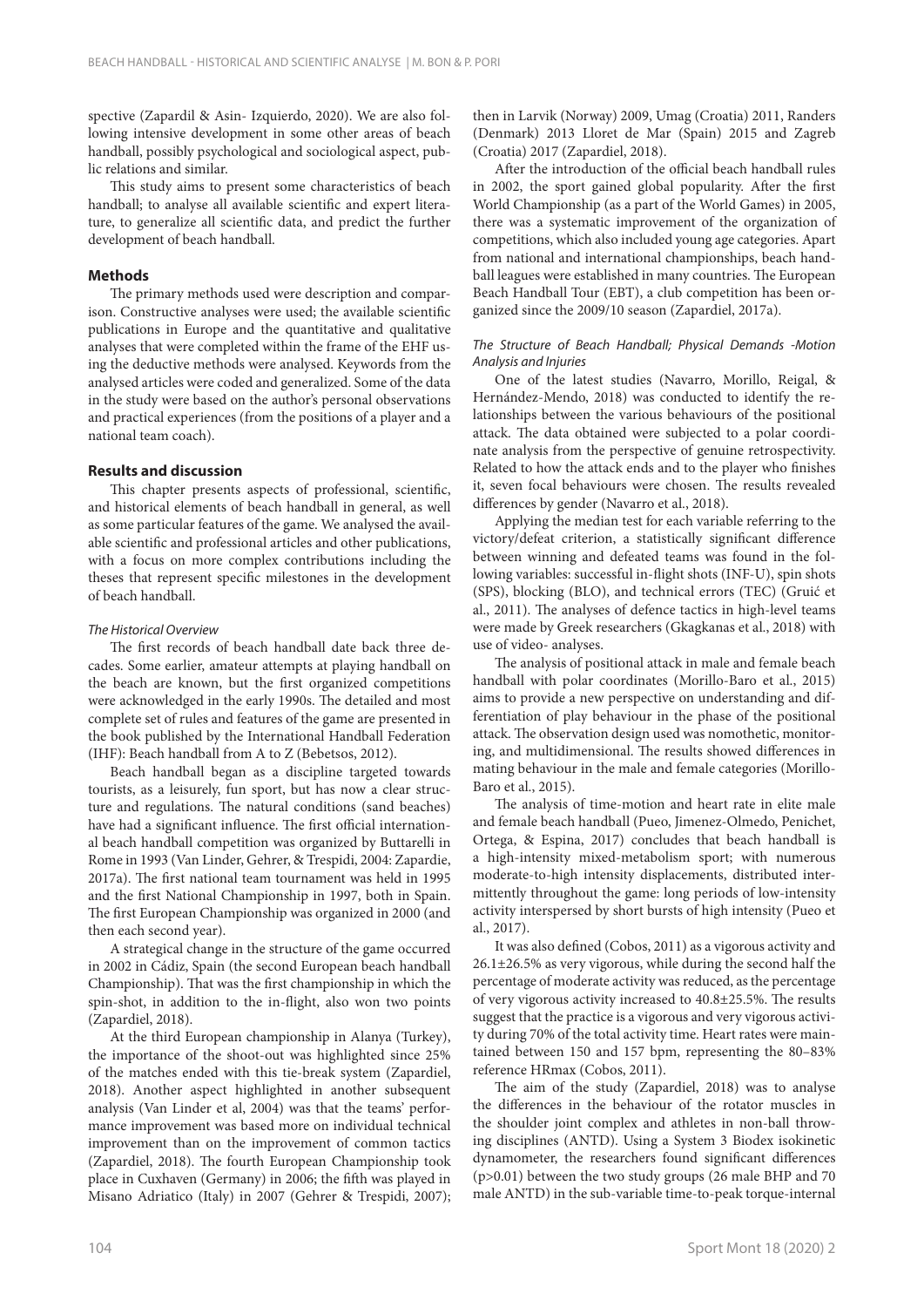spective (Zapardil & Asin- Izquierdo, 2020). We are also following intensive development in some other areas of beach handball, possibly psychological and sociological aspect, public relations and similar.

This study aims to present some characteristics of beach handball; to analyse all available scientific and expert literature, to generalize all scientific data, and predict the further development of beach handball.

## Methods

The primary methods used were description and comparison. Constructive analyses were used; the available scientific publications in Europe and the quantitative and qualitative analyses that were completed within the frame of the EHF using the deductive methods were analysed. Keywords from the analysed articles were coded and generalized. Some of the data in the study were based on the author's personal observations and practical experiences (from the positions of a player and a national team coach).

## Results and discussion

This chapter presents aspects of professional, scientific, and historical elements of beach handball in general, as well as some particular features of the game. We analysed the available scientific and professional articles and other publications, with a focus on more complex contributions including the theses that represent specific milestones in the development of beach handball.

### *The Historical Overview*

The first records of beach handball date back three decades. Some earlier, amateur attempts at playing handball on the beach are known, but the first organized competitions were acknowledged in the early 1990s. The detailed and most complete set of rules and features of the game are presented in the book published by the International Handball Federation (IHF): Beach handball from A to Z (Bebetsos, 2012).

Beach handball began as a discipline targeted towards tourists, as a leisurely, fun sport, but has now a clear structure and regulations. The natural conditions (sand beaches) have had a significant influence. The first official international beach handball competition was organized by Buttarelli in Rome in 1993 (Van Linder, Gehrer, & Trespidi, 2004: Zapardie, 2017a). The first national team tournament was held in 1995 and the first National Championship in 1997, both in Spain. The first European Championship was organized in 2000 (and then each second year).

A strategical change in the structure of the game occurred in 2002 in Cádiz, Spain (the second European beach handball Championship). That was the first championship in which the spin-shot, in addition to the in-flight, also won two points (Zapardiel, 2018).

At the third European championship in Alanya (Turkey), the importance of the shoot-out was highlighted since 25% of the matches ended with this tie-break system (Zapardiel, 2018). Another aspect highlighted in another subsequent analysis (Van Linder et al, 2004) was that the teams' performance improvement was based more on individual technical improvement than on the improvement of common tactics (Zapardiel, 2018). The fourth European Championship took place in Cuxhaven (Germany) in 2006; the fifth was played in Misano Adriatico (Italy) in 2007 (Gehrer & Trespidi, 2007); then in Larvik (Norway) 2009, Umag (Croatia) 2011, Randers (Denmark) 2013 Lloret de Mar (Spain) 2015 and Zagreb (Croatia) 2017 (Zapardiel, 2018).

After the introduction of the official beach handball rules in 2002, the sport gained global popularity. After the first World Championship (as a part of the World Games) in 2005, there was a systematic improvement of the organization of competitions, which also included young age categories. Apart from national and international championships, beach handball leagues were established in many countries. The European Beach Handball Tour (EBT), a club competition has been organized since the 2009/10 season (Zapardiel, 2017a).

### *The Structure of Beach Handball; Physical Demands -Motion Analysis and Injuries*

One of the latest studies (Navarro, Morillo, Reigal, & Hernández-Mendo, 2018) was conducted to identify the relationships between the various behaviours of the positional attack. The data obtained were subjected to a polar coordinate analysis from the perspective of genuine retrospectivity. Related to how the attack ends and to the player who finishes it, seven focal behaviours were chosen. The results revealed differences by gender (Navarro et al., 2018).

Applying the median test for each variable referring to the victory/defeat criterion, a statistically significant difference between winning and defeated teams was found in the following variables: successful in-flight shots (INF-U), spin shots (SPS), blocking (BLO), and technical errors (TEC) (Gruić et al., 2011). The analyses of defence tactics in high-level teams were made by Greek researchers (Gkagkanas et al., 2018) with use of video- analyses.

The analysis of positional attack in male and female beach handball with polar coordinates (Morillo-Baro et al., 2015) aims to provide a new perspective on understanding and differentiation of play behaviour in the phase of the positional attack. The observation design used was nomothetic, monitoring, and multidimensional. The results showed differences in mating behaviour in the male and female categories (Morillo-Baro et al., 2015).

The analysis of time-motion and heart rate in elite male and female beach handball (Pueo, Jimenez-Olmedo, Penichet, Ortega, & Espina, 2017) concludes that beach handball is a high-intensity mixed-metabolism sport; with numerous moderate-to-high intensity displacements, distributed intermittently throughout the game: long periods of low-intensity activity interspersed by short bursts of high intensity (Pueo et al., 2017).

It was also defined (Cobos, 2011) as a vigorous activity and 26.1±26.5% as very vigorous, while during the second half the percentage of moderate activity was reduced, as the percentage of very vigorous activity increased to 40.8±25.5%. The results suggest that the practice is a vigorous and very vigorous activity during 70% of the total activity time. Heart rates were maintained between 150 and 157 bpm, representing the 80–83% reference HRmax (Cobos, 2011).

The aim of the study (Zapardiel, 2018) was to analyse the differences in the behaviour of the rotator muscles in the shoulder joint complex and athletes in non-ball throwing disciplines (ANTD). Using a System 3 Biodex isokinetic dynamometer, the researchers found significant differences ($p>0.01$) between the two study groups (26 male BHP and 70 male ANTD) in the sub-variable time-to-peak torque-internal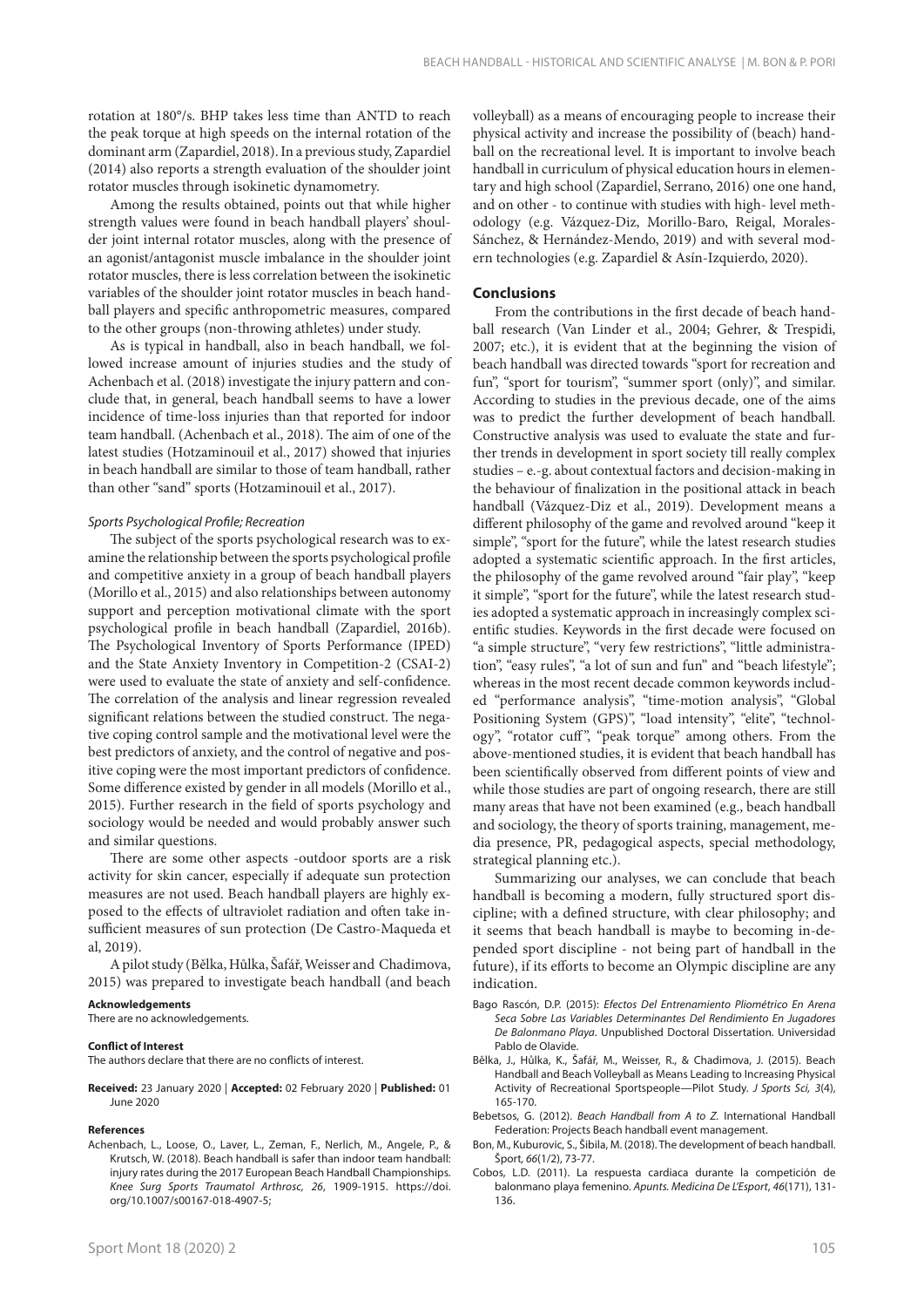rotation at 180°/s. BHP takes less time than ANTD to reach the peak torque at high speeds on the internal rotation of the dominant arm (Zapardiel, 2018). In a previous study, Zapardiel (2014) also reports a strength evaluation of the shoulder joint rotator muscles through isokinetic dynamometry.

Among the results obtained, points out that while higher strength values were found in beach handball players' shoulder joint internal rotator muscles, along with the presence of an agonist/antagonist muscle imbalance in the shoulder joint rotator muscles, there is less correlation between the isokinetic variables of the shoulder joint rotator muscles in beach handball players and specific anthropometric measures, compared to the other groups (non-throwing athletes) under study.

As is typical in handball, also in beach handball, we followed increase amount of injuries studies and the study of Achenbach et al. (2018) investigate the injury pattern and conclude that, in general, beach handball seems to have a lower incidence of time-loss injuries than that reported for indoor team handball. (Achenbach et al., 2018). The aim of one of the latest studies (Hotzaminouil et al., 2017) showed that injuries in beach handball are similar to those of team handball, rather than other "sand" sports (Hotzaminouil et al., 2017).

*Sports Psychological Profile; Recreation*

The subject of the sports psychological research was to examine the relationship between the sports psychological profile and competitive anxiety in a group of beach handball players (Morillo et al., 2015) and also relationships between autonomy support and perception motivational climate with the sport psychological profile in beach handball (Zapardiel, 2016b). The Psychological Inventory of Sports Performance (IPED) and the State Anxiety Inventory in Competition-2 (CSAI-2) were used to evaluate the state of anxiety and self-confidence. The correlation of the analysis and linear regression revealed significant relations between the studied construct. The negative coping control sample and the motivational level were the best predictors of anxiety, and the control of negative and positive coping were the most important predictors of confidence. Some difference existed by gender in all models (Morillo et al., 2015). Further research in the field of sports psychology and sociology would be needed and would probably answer such and similar questions.

There are some other aspects -outdoor sports are a risk activity for skin cancer, especially if adequate sun protection measures are not used. Beach handball players are highly exposed to the effects of ultraviolet radiation and often take insufficient measures of sun protection (De Castro-Maqueda et al, 2019).

A pilot study (Bělka, Hůlka, Šafář, Weisser and Chadimova, 2015) was prepared to investigate beach handball (and beach volleyball) as a means of encouraging people to increase their physical activity and increase the possibility of (beach) handball on the recreational level. It is important to involve beach handball in curriculum of physical education hours in elementary and high school (Zapardiel, Serrano, 2016) one one hand, and on other - to continue with studies with high- level methodology (e.g. Vázquez-Diz, Morillo-Baro, Reigal, Morales-Sánchez, & Hernández-Mendo, 2019) and with several modern technologies (e.g. Zapardiel & Asín-Izquierdo, 2020).

## Conclusions

From the contributions in the first decade of beach handball research (Van Linder et al., 2004; Gehrer, & Trespidi, 2007; etc.), it is evident that at the beginning the vision of beach handball was directed towards "sport for recreation and fun", "sport for tourism", "summer sport (only)", and similar. According to studies in the previous decade, one of the aims was to predict the further development of beach handball. Constructive analysis was used to evaluate the state and further trends in development in sport society till really complex studies – e.-g. about contextual factors and decision-making in the behaviour of finalization in the positional attack in beach handball (Vázquez-Diz et al., 2019). Development means a different philosophy of the game and revolved around "keep it simple", "sport for the future", while the latest research studies adopted a systematic scientific approach. In the first articles, the philosophy of the game revolved around "fair play", "keep it simple", "sport for the future", while the latest research studies adopted a systematic approach in increasingly complex scientific studies. Keywords in the first decade were focused on "a simple structure", "very few restrictions", "little administration", "easy rules", "a lot of sun and fun" and "beach lifestyle"; whereas in the most recent decade common keywords included "performance analysis", "time-motion analysis", "Global Positioning System (GPS)", "load intensity", "elite", "technology", "rotator cuff", "peak torque" among others. From the above-mentioned studies, it is evident that beach handball has been scientifically observed from different points of view and while those studies are part of ongoing research, there are still many areas that have not been examined (e.g., beach handball and sociology, the theory of sports training, management, media presence, PR, pedagogical aspects, special methodology, strategical planning etc.).

Summarizing our analyses, we can conclude that beach handball is becoming a modern, fully structured sport discipline; with a defined structure, with clear philosophy; and it seems that beach handball is maybe to becoming in-depended sport discipline - not being part of handball in the future), if its efforts to become an Olympic discipline are any indication.

**Acknowledgements**

There are no acknowledgements.

**Conflict of Interest**

The authors declare that there are no conflicts of interest.

**Received:** 23 January 2020 | **Accepted:** 02 February 2020 | **Published:** 01 June 2020

**References**

Achenbach, L., Loose, O., Laver, L., Zeman, F., Nerlich, M., Angele, P., & Krutsch, W. (2018). Beach handball is safer than indoor team handball: injury rates during the 2017 European Beach Handball Championships. *Knee Surg Sports Traumatol Arthrosc, 26*, 1909-1915. https://doi.org/10.1007/s00167-018-4907-5;

Bago Rascón, D.P. (2015): *Efectos Del Entrenamiento Pliométrico En Arena Seca Sobre Las Variables Determinantes Del Rendimiento En Jugadores De Balonmano Playa*. Unpublished Doctoral Dissertation. Universidad Pablo de Olavide.

Bělka, J., Hůlka, K., Šafář, M., Weisser, R., & Chadimova, J. (2015). Beach Handball and Beach Volleyball as Means Leading to Increasing Physical Activity of Recreational Sportspeople—Pilot Study. *J Sports Sci, 3*(4), 165-170.

Bebetsos, G. (2012). *Beach Handball from A to Z.* International Handball Federation: Projects Beach handball event management.

Bon, M., Kuburovic, S., Šibila, M. (2018). The development of beach handball. *Šport, 66*(1/2), 73-77.

Cobos, L.D. (2011). La respuesta cardiaca durante la competición de balonmano playa femenino. *Apunts. Medicina De L'Esport*, *46*(171), 131-136.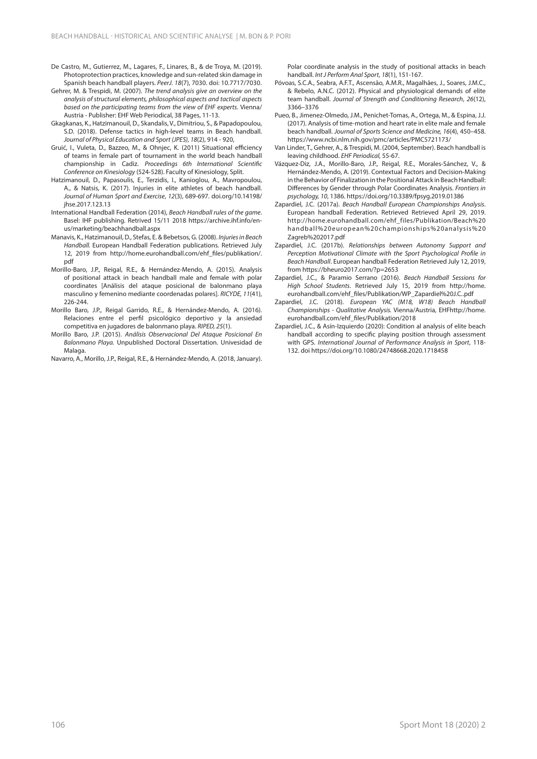De Castro, M., Gutierrez, M., Lagares, F., Linares, B., & de Troya, M. (2019). Photoprotection practices, knowledge and sun-related skin damage in Spanish beach handball players. *PeerJ. 18*(7), 7030. doi: 10.7717/7030.

Gehrer, M. & Trespidi, M. (2007). *The trend analysis give an overview on the analysis of structural elements, philosophical aspects and tactical aspects based on the participating teams from the view of EHF experts*. Vienna/Austria - Publisher: EHF Web Periodical, 38 Pages, 11-13.

Gkagkanas, K., Hatzimanouil, D., Skandalis, V., Dimitriou, S., & Papadopoulou, S.D. (2018). Defense tactics in high-level teams in Beach handball. *Journal of Physical Education and Sport (JPES), 18*(2), 914 - 920,

Gruić, I., Vuleta, D., Bazzeo, M., & Ohnjec, K. (2011) Situational efficiency of teams in female part of tournament in the world beach handball championship in Cadiz. *Proceedings 6th International Scientific Conference on Kinesiology* (524-528). Faculty of Kinesiology, Split.

Hatzimanouil, D., Papasoulis, E., Terzidis, I., Kanioglou, A., Mavropoulou, A., & Natsis, K. (2017). Injuries in elite athletes of beach handball. *Journal of Human Sport and Exercise*, *12*(3), 689-697. doi.org/10.14198/jhse.2017.123.13

International Handball Federation (2014), *Beach Handball rules of the game*. Basel: IHF publishing. Retrived 15/11 2018 https://archive.ihf.info/en-us/marketing/beachhandball.aspx

Manavis, K., Hatzimanouil, D., Stefas, E. & Bebetsos, G. (2008). *Injuries in Beach Handball.* European Handball Federation publications. Retrieved July 12, 2019 from http://home.eurohandball.com/ehf_files/publikation/.pdf

Morillo-Baro, J.P., Reigal, R.E., & Hernández-Mendo, A. (2015). Analysis of positional attack in beach handball male and female with polar coordinates [Análisis del ataque posicional de balonmano playa masculino y femenino mediante coordenadas polares]. *RICYDE, 11*(41), 226-244.

Morillo Baro, J.P., Reigal Garrido, R.E., & Hernández-Mendo, A. (2016). Relaciones entre el perfil psicológico deportivo y la ansiedad competitiva en jugadores de balonmano playa. *RIPED, 25*(1).

Morillo Baro, J.P. (2015). *Análisis Observacional Del Ataque Posicional En Balonmano Playa.* Unpublished Doctoral Dissertation. Univesidad de Malaga.

Navarro, A., Morillo, J.P., Reigal, R.E., & Hernández-Mendo, A. (2018, January). Polar coordinate analysis in the study of positional attacks in beach handball. *Int J Perform Anal Sport*, *18*(1), 151-167.

Póvoas, S.C.A., Seabra, A.F.T., Ascensão, A.M.R., Magalhães, J., Soares, J.M.C., & Rebelo, A.N.C. (2012). Physical and physiological demands of elite team handball. *Journal of Strength and Conditioning Research*, *26*(12), 3366–3376

Pueo, B., Jimenez-Olmedo, J.M., Penichet-Tomas, A., Ortega, M., & Espina, J.J. (2017). Analysis of time-motion and heart rate in elite male and female beach handball. *Journal of Sports Science and Medicine, 16*(4), 450–458. https://www.ncbi.nlm.nih.gov/pmc/articles/PMC5721173/

Van Linder, T., Gehrer, A., & Trespidi, M. (2004, September). Beach handball is leaving childhood. *EHF Periodical,* 55-67.

Vázquez-Diz, J.A., Morillo-Baro, J.P., Reigal, R.E., Morales-Sánchez, V., & Hernández-Mendo, A. (2019). Contextual Factors and Decision-Making in the Behavior of Finalization in the Positional Attack in Beach Handball: Differences by Gender through Polar Coordinates Analysis. *Frontiers in psychology, 10*, 1386. https://doi.org/10.3389/fpsyg.2019.01386

Zapardiel, J.C. (2017a). *Beach Handball European Championships Analysis*. European handball Federation. Retrieved Retrieved April 29, 2019. http://home.eurohandball.com/ehf_files/Publikation/Beach%20handball%20european%20championships%20analysis%20Zagreb%202017.pdf

Zapardiel, J.C. (2017b). *Relationships between Autonomy Support and Perception Motivational Climate with the Sport Psychological Profile in Beach Handball*. European handball Federation Retrieved July 12, 2019, from https://bheuro2017.com/?p=2653

Zapardiel, J.C., & Paramio Serrano (2016). *Beach Handball Sessions for High School Students*. Retrieved July 15, 2019 from http://home.eurohandball.com/ehf_files/Publikation/WP_Zapardiel%20J.C..pdf

Zapardiel, J.C. (2018). *European YAC (M18, W18) Beach Handball Championships - Qualitative Analysis.* Vienna/Austria, EHFhttp://home.eurohandball.com/ehf_files/Publikation/2018

Zapardiel, J.C., & Asín-Izquierdo (2020): Condition al analysis of elite beach handball according to specific playing position through assessment with GPS. *International Journal of Performance Analysis in Sport*, 118-132. doi https://doi.org/10.1080/24748668.2020.1718458